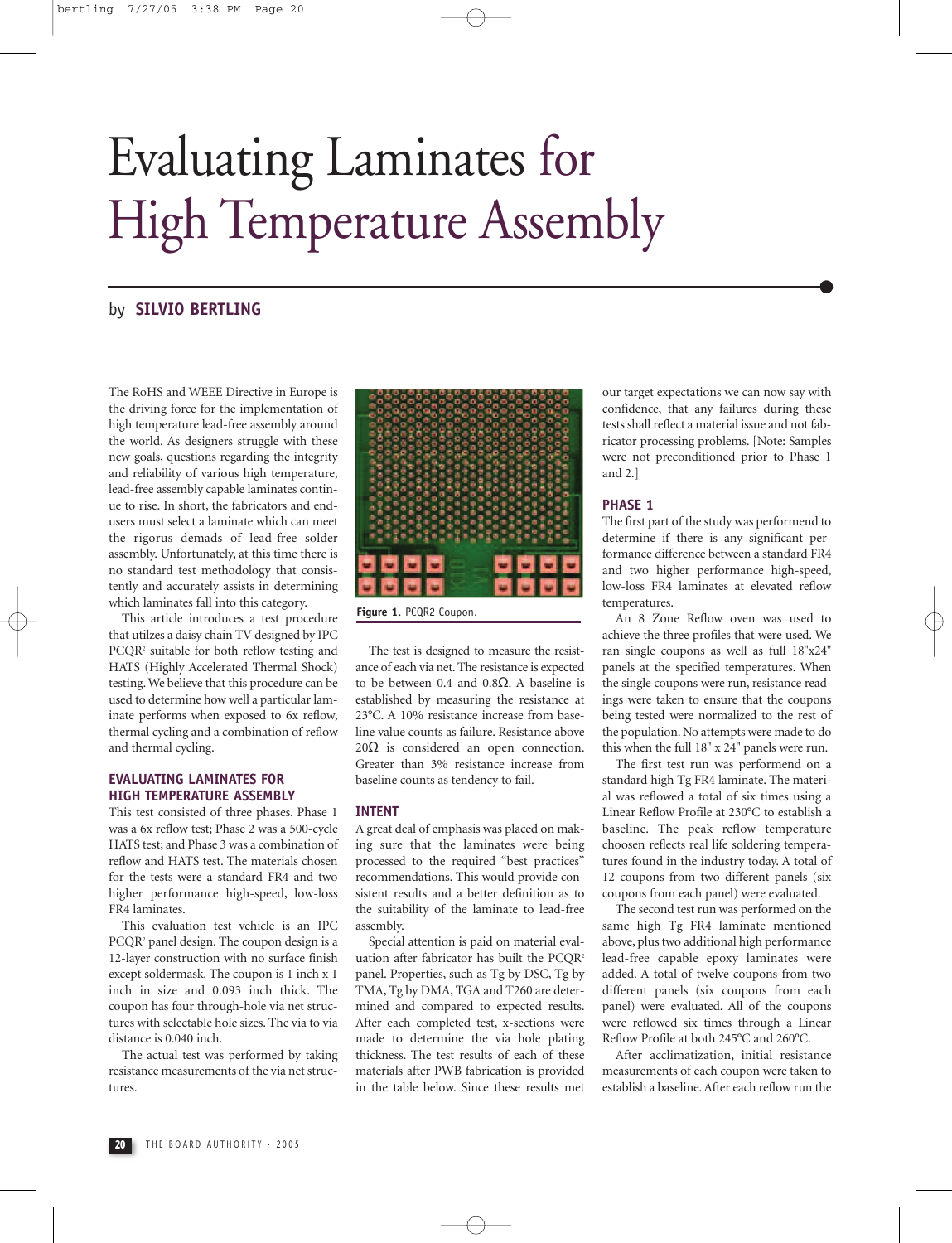# Evaluating Laminates for High Temperature Assembly

by **SILVIO BERTLING**

The RoHS and WEEE Directive in Europe is the driving force for the implementation of high temperature lead-free assembly around the world. As designers struggle with these new goals, questions regarding the integrity and reliability of various high temperature, lead-free assembly capable laminates continue to rise. In short, the fabricators and end-users must select a laminate which can meet the rigorus demads of lead-free solder assembly. Unfortunately, at this time there is no standard test methodology that consistently and accurately assists in determining which laminates fall into this category.

This article introduces a test procedure that utilzes a daisy chain TV designed by IPC PCQR[2] suitable for both reflow testing and HATS (Highly Accelerated Thermal Shock) testing. We believe that this procedure can be used to determine how well a particular laminate performs when exposed to 6x reflow, thermal cycling and a combination of reflow and thermal cycling.

## EVALUATING LAMINATES FOR HIGH TEMPERATURE ASSEMBLY

This test consisted of three phases. Phase 1 was a 6x reflow test; Phase 2 was a 500-cycle HATS test; and Phase 3 was a combination of reflow and HATS test. The materials chosen for the tests were a standard FR4 and two higher performance high-speed, low-loss FR4 laminates.

This evaluation test vehicle is an IPC PCQR[2] panel design. The coupon design is a 12-layer construction with no surface finish except soldermask. The coupon is 1 inch x 1 inch in size and 0.093 inch thick. The coupon has four through-hole via net structures with selectable hole sizes. The via to via distance is 0.040 inch.

The actual test was performed by taking resistance measurements of the via net structures.

**Figure 1.** PCQR2 Coupon.

The test is designed to measure the resistance of each via net. The resistance is expected to be between 0.4 and 0.8Ω. A baseline is established by measuring the resistance at 23°C. A 10% resistance increase from baseline value counts as failure. Resistance above 20Ω is considered an open connection. Greater than 3% resistance increase from baseline counts as tendency to fail.

## INTENT

A great deal of emphasis was placed on making sure that the laminates were being processed to the required "best practices" recommendations. This would provide consistent results and a better definition as to the suitability of the laminate to lead-free assembly.

Special attention is paid on material evaluation after fabricator has built the PCQR[2] panel. Properties, such as Tg by DSC, Tg by TMA, Tg by DMA, TGA and T260 are determined and compared to expected results. After each completed test, x-sections were made to determine the via hole plating thickness. The test results of each of these materials after PWB fabrication is provided in the table below. Since these results met our target expectations we can now say with confidence, that any failures during these tests shall reflect a material issue and not fabricator processing problems. [Note: Samples were not preconditioned prior to Phase 1 and 2.]

## PHASE 1

The first part of the study was performend to determine if there is any significant performance difference between a standard FR4 and two higher performance high-speed, low-loss FR4 laminates at elevated reflow temperatures.

An 8 Zone Reflow oven was used to achieve the three profiles that were used. We ran single coupons as well as full 18"x24" panels at the specified temperatures. When the single coupons were run, resistance readings were taken to ensure that the coupons being tested were normalized to the rest of the population. No attempts were made to do this when the full 18" x 24" panels were run.

The first test run was performend on a standard high Tg FR4 laminate. The material was reflowed a total of six times using a Linear Reflow Profile at 230°C to establish a baseline. The peak reflow temperature choosen reflects real life soldering temperatures found in the industry today. A total of 12 coupons from two different panels (six coupons from each panel) were evaluated.

The second test run was performed on the same high Tg FR4 laminate mentioned above, plus two additional high performance lead-free capable epoxy laminates were added. A total of twelve coupons from two different panels (six coupons from each panel) were evaluated. All of the coupons were reflowed six times through a Linear Reflow Profile at both 245°C and 260°C.

After acclimatization, initial resistance measurements of each coupon were taken to establish a baseline. After each reflow run the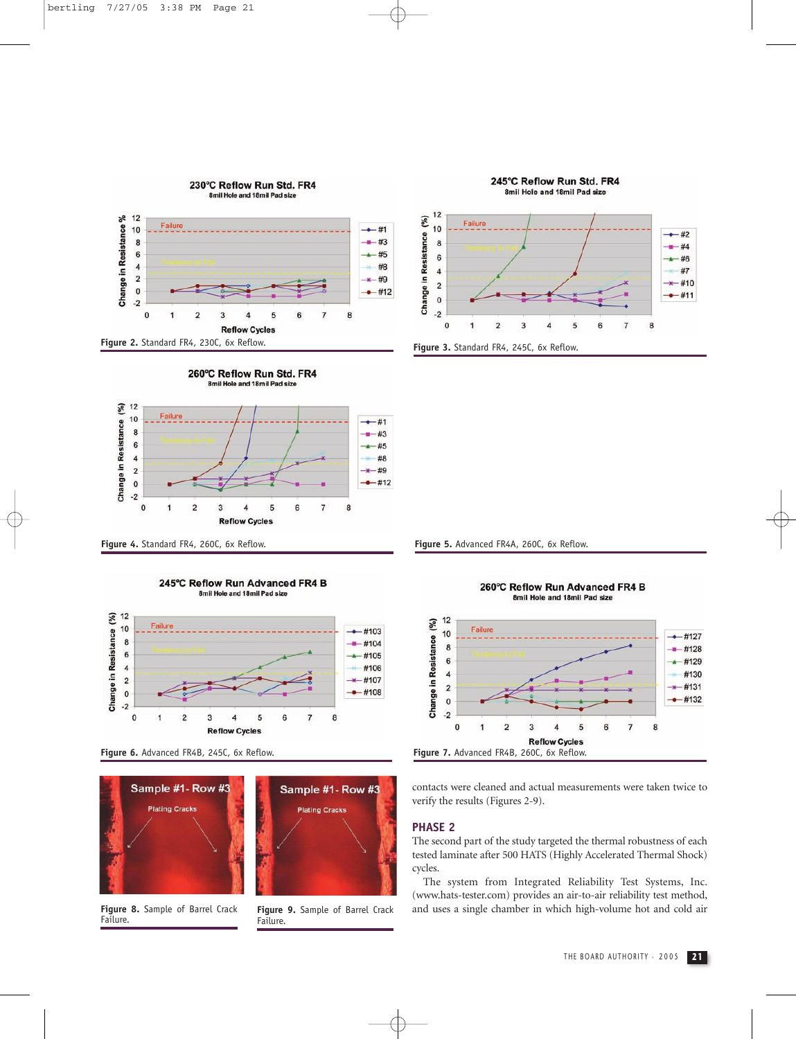Figure 2. Standard FR4, 230C, 6x Reflow.

Figure 3. Standard FR4, 245C, 6x Reflow.

Figure 4. Standard FR4, 260C, 6x Reflow.

Figure 5. Advanced FR4A, 260C, 6x Reflow.

Figure 6. Advanced FR4B, 245C, 6x Reflow.

Figure 7. Advanced FR4B, 260C, 6x Reflow.

Figure 8. Sample of Barrel Crack Failure.

Figure 9. Sample of Barrel Crack Failure.

contacts were cleaned and actual measurements were taken twice to verify the results (Figures 2-9).

## PHASE 2

The second part of the study targeted the thermal robustness of each tested laminate after 500 HATS (Highly Accelerated Thermal Shock) cycles.

The system from Integrated Reliability Test Systems, Inc. (www.hats-tester.com) provides an air-to-air reliability test method, and uses a single chamber in which high-volume hot and cold air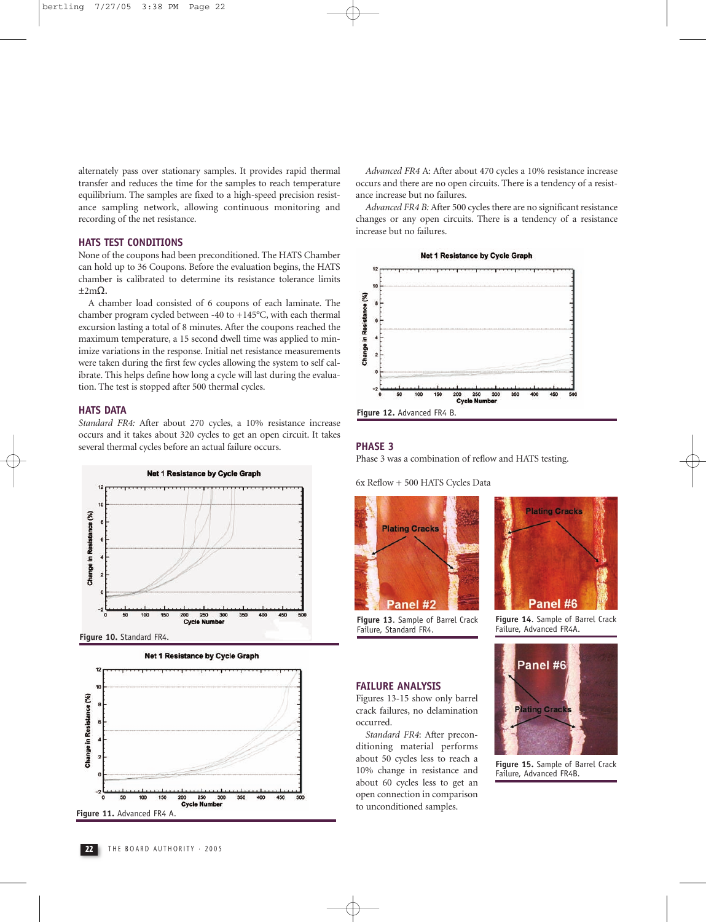alternately pass over stationary samples. It provides rapid thermal transfer and reduces the time for the samples to reach temperature equilibrium. The samples are fixed to a high-speed precision resistance sampling network, allowing continuous monitoring and recording of the net resistance.

## HATS TEST CONDITIONS

None of the coupons had been preconditioned. The HATS Chamber can hold up to 36 Coupons. Before the evaluation begins, the HATS chamber is calibrated to determine its resistance tolerance limits ±2mΩ.

A chamber load consisted of 6 coupons of each laminate. The chamber program cycled between -40 to +145°C, with each thermal excursion lasting a total of 8 minutes. After the coupons reached the maximum temperature, a 15 second dwell time was applied to minimize variations in the response. Initial net resistance measurements were taken during the first few cycles allowing the system to self calibrate. This helps define how long a cycle will last during the evaluation. The test is stopped after 500 thermal cycles.

## HATS DATA

*Standard FR4:* After about 270 cycles, a 10% resistance increase occurs and it takes about 320 cycles to get an open circuit. It takes several thermal cycles before an actual failure occurs.

**Figure 10.** Standard FR4.

**Figure 11.** Advanced FR4 A.

*Advanced FR4 A*: After about 470 cycles a 10% resistance increase occurs and there are no open circuits. There is a tendency of a resistance increase but no failures.

*Advanced FR4 B:* After 500 cycles there are no significant resistance changes or any open circuits. There is a tendency of a resistance increase but no failures.

**Figure 12.** Advanced FR4 B.

## PHASE 3

Phase 3 was a combination of reflow and HATS testing.

6x Reflow + 500 HATS Cycles Data

**Figure 13.** Sample of Barrel Crack Failure, Standard FR4.

**Figure 14.** Sample of Barrel Crack Failure, Advanced FR4A.

**Figure 15.** Sample of Barrel Crack Failure, Advanced FR4B.

## FAILURE ANALYSIS

Figures 13-15 show only barrel crack failures, no delamination occurred.

*Standard FR4*: After preconditioning material performs about 50 cycles less to reach a 10% change in resistance and about 60 cycles less to get an open connection in comparison to unconditioned samples.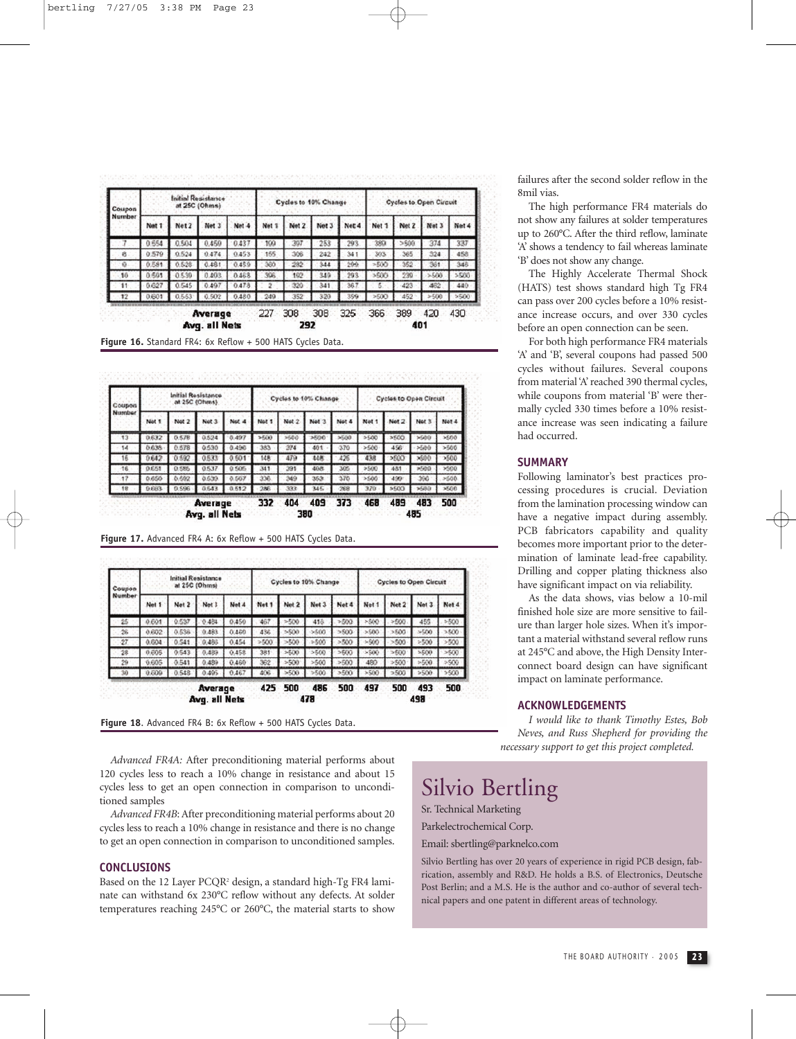| Coupon Number | Initial Resistance at 25C (Ohms) | | | | Cycles to 10% Change | | | | Cycles to Open Circuit | | | |
|---|---|---|---|---|---|---|---|---|---|---|---|---|
| | Net 1 | Net 2 | Net 3 | Net 4 | Net 1 | Net 2 | Net 3 | Net 4 | Net 1 | Net 2 | Net 3 | Net 4 |
| 7 | 0.554 | 0.504 | 0.459 | 0.437 | 109 | 397 | 253 | 293 | 380 | >500 | 374 | 337 |
| 8 | 0.579 | 0.524 | 0.474 | 0.453 | 155 | 306 | 242 | 341 | 303 | 365 | 324 | 458 |
| 9 | 0.581 | 0.528 | 0.481 | 0.459 | 380 | 282 | 344 | 299 | >500 | 352 | 381 | 346 |
| 10 | 0.591 | 0.539 | 0.403 | 0.463 | 396 | 102 | 349 | 293 | >500 | 239 | >500 | >500 |
| 11 | 0.627 | 0.545 | 0.497 | 0.478 | 2 | 320 | 341 | 367 | 5 | 423 | 462 | 440 |
| 12 | 0.601 | 0.553 | 0.502 | 0.480 | 249 | 352 | 320 | 359 | >500 | 452 | >500 | >500 |
| | | Average | | | 227 | 308 | 308 | 325 | 366 | 389 | 420 | 430 |
| | | Avg. all Nets | | | | 292 | | | | 401 | | |

**Figure 16.** Standard FR4: 6x Reflow + 500 HATS Cycles Data.

| Coupon Number | Initial Resistance at 25C (Ohms) | | | | Cycles to 10% Change | | | | Cycles to Open Circuit | | | |
|---|---|---|---|---|---|---|---|---|---|---|---|---|
| | Net 1 | Net 2 | Net 3 | Net 4 | Net 1 | Net 2 | Net 3 | Net 4 | Net 1 | Net 2 | Net 3 | Net 4 |
| 13 | 0.632 | 0.578 | 0.524 | 0.497 | >500 | >500 | >500 | >500 | >500 | >500 | >500 | >500 |
| 14 | 0.635 | 0.578 | 0.530 | 0.496 | 383 | 274 | 401 | 370 | >500 | 456 | >500 | >500 |
| 15 | 0.642 | 0.592 | 0.533 | 0.501 | 148 | 479 | 448 | 425 | 438 | >500 | >500 | >500 |
| 16 | 0.651 | 0.585 | 0.537 | 0.505 | 341 | 391 | 408 | 305 | >500 | 481 | >500 | >500 |
| 17 | 0.650 | 0.592 | 0.530 | 0.507 | 336 | 349 | 353 | 370 | >500 | 490 | 390 | >500 |
| 18 | 0.683 | 0.596 | 0.543 | 0.512 | 286 | 333 | 345 | 268 | 370 | >500 | >500 | >500 |
| | | Average | | | 332 | 404 | 409 | 373 | 468 | 489 | 483 | 500 |
| | | Avg. all Nets | | | | 380 | | | | 485 | | |

**Figure 17.** Advanced FR4 A: 6x Reflow + 500 HATS Cycles Data.

| Coupon Number | Initial Resistance at 25C (Ohms) | | | | Cycles to 10% Change | | | | Cycles to Open Circuit | | | |
|---|---|---|---|---|---|---|---|---|---|---|---|---|
| | Net 1 | Net 2 | Net 3 | Net 4 | Net 1 | Net 2 | Net 3 | Net 4 | Net 1 | Net 2 | Net 3 | Net 4 |
| 25 | 0.601 | 0.537 | 0.484 | 0.450 | 467 | >500 | 416 | >500 | >500 | >500 | 455 | >500 |
| 26 | 0.602 | 0.536 | 0.483 | 0.460 | 436 | >500 | >500 | >500 | >500 | >500 | >500 | >500 |
| 27 | 0.604 | 0.541 | 0.486 | 0.454 | >500 | >500 | >500 | >500 | >500 | >500 | >500 | >500 |
| 28 | 0.605 | 0.543 | 0.489 | 0.458 | 381 | >500 | >500 | >500 | >500 | >500 | >500 | >500 |
| 29 | 0.605 | 0.541 | 0.489 | 0.460 | 362 | >500 | >500 | >500 | 480 | >500 | >500 | >500 |
| 30 | 0.609 | 0.548 | 0.495 | 0.467 | 406 | >500 | >500 | >500 | >500 | >500 | >500 | >500 |
| | | Average | | | 425 | 500 | 486 | 500 | 497 | 500 | 493 | 500 |
| | | Avg. all Nets | | | | 478 | | | | 498 | | |

**Figure 18**. Advanced FR4 B: 6x Reflow + 500 HATS Cycles Data.

*Advanced FR4A:* After preconditioning material performs about 120 cycles less to reach a 10% change in resistance and about 15 cycles less to get an open connection in comparison to unconditioned samples

*Advanced FR4B*: After preconditioning material performs about 20 cycles less to reach a 10% change in resistance and there is no change to get an open connection in comparison to unconditioned samples.

## CONCLUSIONS

Based on the 12 Layer PCQR[2] design, a standard high-Tg FR4 laminate can withstand 6x 230°C reflow without any defects. At solder temperatures reaching 245°C or 260°C, the material starts to show failures after the second solder reflow in the 8mil vias.

The high performance FR4 materials do not show any failures at solder temperatures up to 260°C. After the third reflow, laminate 'A' shows a tendency to fail whereas laminate 'B' does not show any change.

The Highly Accelerate Thermal Shock (HATS) test shows standard high Tg FR4 can pass over 200 cycles before a 10% resistance increase occurs, and over 330 cycles before an open connection can be seen.

For both high performance FR4 materials 'A' and 'B', several coupons had passed 500 cycles without failures. Several coupons from material 'A' reached 390 thermal cycles, while coupons from material 'B' were thermally cycled 330 times before a 10% resistance increase was seen indicating a failure had occurred.

## SUMMARY

Following laminator's best practices processing procedures is crucial. Deviation from the lamination processing window can have a negative impact during assembly. PCB fabricators capability and quality becomes more important prior to the determination of laminate lead-free capability. Drilling and copper plating thickness also have significant impact on via reliability.

As the data shows, vias below a 10-mil finished hole size are more sensitive to failure than larger hole sizes. When it's important a material withstand several reflow runs at 245°C and above, the High Density Interconnect board design can have significant impact on laminate performance.

## ACKNOWLEDGEMENTS

*I would like to thank Timothy Estes, Bob Neves, and Russ Shepherd for providing the necessary support to get this project completed.*

# Silvio Bertling

Sr. Technical Marketing

Parkelectrochemical Corp.

Email: sbertling@parknelco.com

Silvio Bertling has over 20 years of experience in rigid PCB design, fabrication, assembly and R&D. He holds a B.S. of Electronics, Deutsche Post Berlin; and a M.S. He is the author and co-author of several technical papers and one patent in different areas of technology.